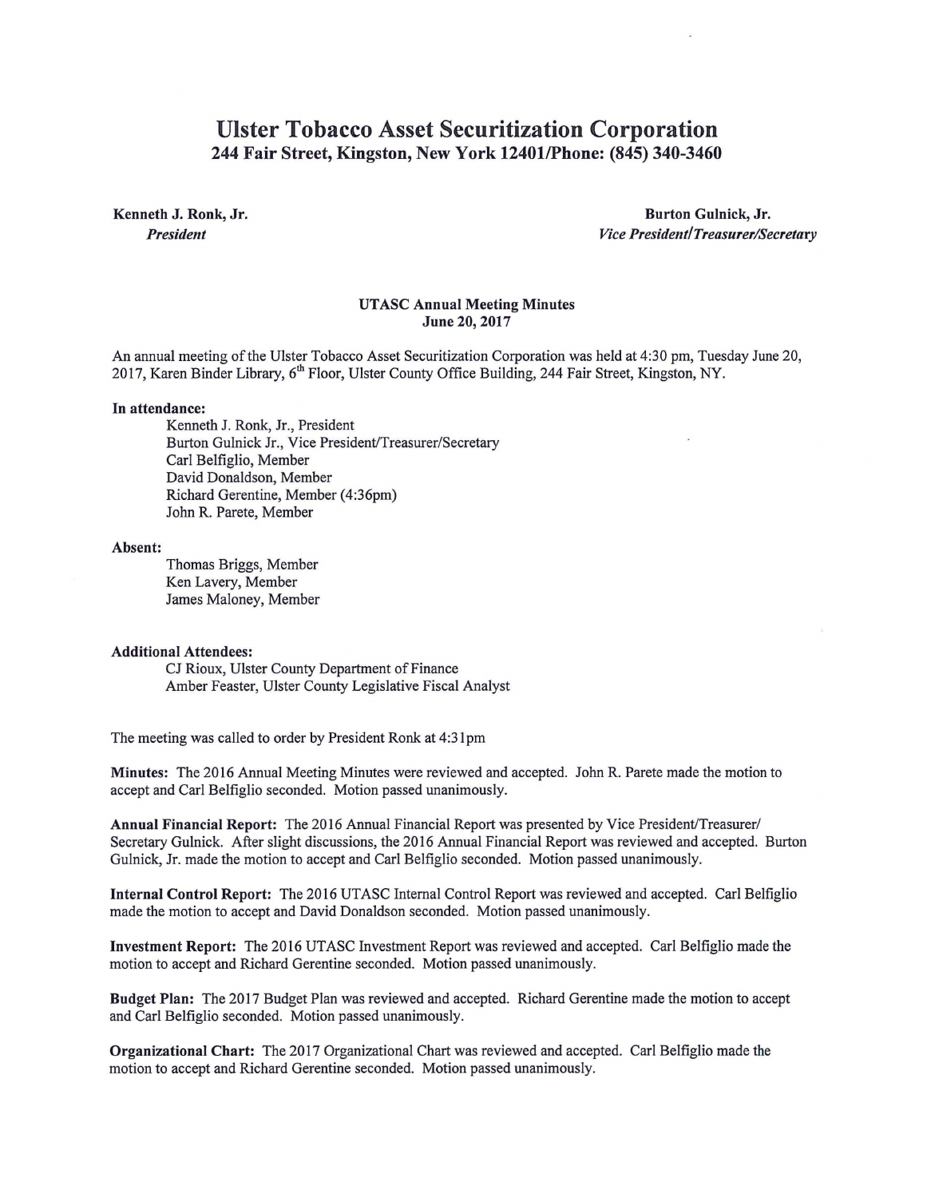# Ulster Tobacco Asset Securitization Corporation

**244 Fair Street, Kingston, New York 12401/Phone: (845) 340-3460**

**Kenneth J. Ronk, Jr.**
***President***

**Burton Gulnick, Jr.**
***Vice President/Treasurer/Secretary***

**UTASC Annual Meeting Minutes**
**June 20, 2017**

An annual meeting of the Ulster Tobacco Asset Securitization Corporation was held at 4:30 pm, Tuesday June 20, 2017, Karen Binder Library, 6th Floor, Ulster County Office Building, 244 Fair Street, Kingston, NY.

**In attendance:**

Kenneth J. Ronk, Jr., President
Burton Gulnick Jr., Vice President/Treasurer/Secretary
Carl Belfiglio, Member
David Donaldson, Member
Richard Gerentine, Member (4:36pm)
John R. Parete, Member

**Absent:**

Thomas Briggs, Member
Ken Lavery, Member
James Maloney, Member

**Additional Attendees:**

CJ Rioux, Ulster County Department of Finance
Amber Feaster, Ulster County Legislative Fiscal Analyst

The meeting was called to order by President Ronk at 4:31pm

**Minutes:** The 2016 Annual Meeting Minutes were reviewed and accepted. John R. Parete made the motion to accept and Carl Belfiglio seconded. Motion passed unanimously.

**Annual Financial Report:** The 2016 Annual Financial Report was presented by Vice President/Treasurer/ Secretary Gulnick. After slight discussions, the 2016 Annual Financial Report was reviewed and accepted. Burton Gulnick, Jr. made the motion to accept and Carl Belfiglio seconded. Motion passed unanimously.

**Internal Control Report:** The 2016 UTASC Internal Control Report was reviewed and accepted. Carl Belfiglio made the motion to accept and David Donaldson seconded. Motion passed unanimously.

**Investment Report:** The 2016 UTASC Investment Report was reviewed and accepted. Carl Belfiglio made the motion to accept and Richard Gerentine seconded. Motion passed unanimously.

**Budget Plan:** The 2017 Budget Plan was reviewed and accepted. Richard Gerentine made the motion to accept and Carl Belfiglio seconded. Motion passed unanimously.

**Organizational Chart:** The 2017 Organizational Chart was reviewed and accepted. Carl Belfiglio made the motion to accept and Richard Gerentine seconded. Motion passed unanimously.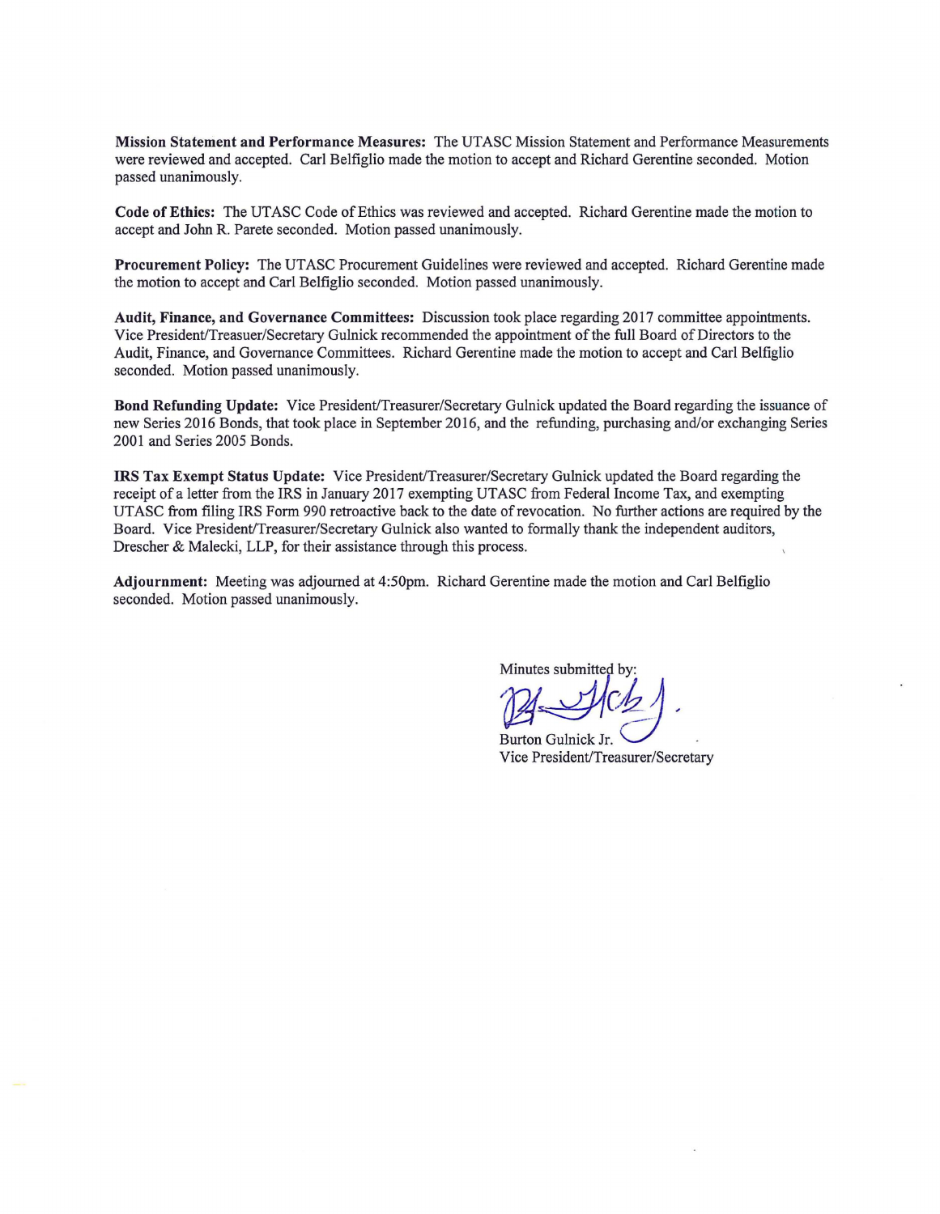**Mission Statement and Performance Measures:** The UTASC Mission Statement and Performance Measurements were reviewed and accepted. Carl Belfiglio made the motion to accept and Richard Gerentine seconded. Motion passed unanimously.

**Code of Ethics:** The UTASC Code of Ethics was reviewed and accepted. Richard Gerentine made the motion to accept and John R. Parete seconded. Motion passed unanimously.

**Procurement Policy:** The UTASC Procurement Guidelines were reviewed and accepted. Richard Gerentine made the motion to accept and Carl Belfiglio seconded. Motion passed unanimously.

**Audit, Finance, and Governance Committees:** Discussion took place regarding 2017 committee appointments. Vice President/Treasuer/Secretary Gulnick recommended the appointment of the full Board of Directors to the Audit, Finance, and Governance Committees. Richard Gerentine made the motion to accept and Carl Belfiglio seconded. Motion passed unanimously.

**Bond Refunding Update:** Vice President/Treasurer/Secretary Gulnick updated the Board regarding the issuance of new Series 2016 Bonds, that took place in September 2016, and the refunding, purchasing and/or exchanging Series 2001 and Series 2005 Bonds.

**IRS Tax Exempt Status Update:** Vice President/Treasurer/Secretary Gulnick updated the Board regarding the receipt of a letter from the IRS in January 2017 exempting UTASC from Federal Income Tax, and exempting UTASC from filing IRS Form 990 retroactive back to the date of revocation. No further actions are required by the Board. Vice President/Treasurer/Secretary Gulnick also wanted to formally thank the independent auditors, Drescher & Malecki, LLP, for their assistance through this process.

**Adjournment:** Meeting was adjourned at 4:50pm. Richard Gerentine made the motion and Carl Belfiglio seconded. Motion passed unanimously.

Minutes submitted by:

Burton Gulnick Jr.
Vice President/Treasurer/Secretary